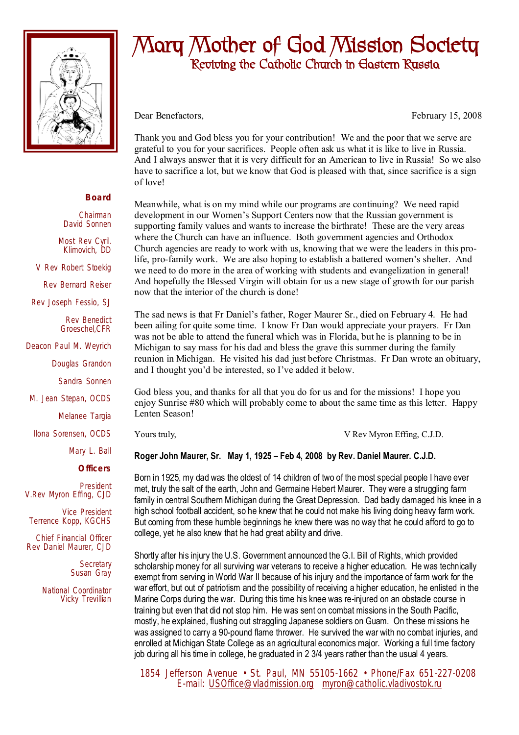# Mary Mother of God Mission Society

## Reviving the Catholic Church in Eastern Russia

**Board**

Chairman
David Sonnen

Most Rev Cyril. Klimovich, DD

V Rev Robert Stoekig

Rev Bernard Reiser

Rev Joseph Fessio, SJ

Rev Benedict Groeschel,CFR

Deacon Paul M. Weyrich

Douglas Grandon

Sandra Sonnen

M. Jean Stepan, OCDS

Melanee Targia

Ilona Sorensen, OCDS

Mary L. Ball

**Officers**

President
V.Rev Myron Effing, CJD

Vice President
Terrence Kopp, KGCHS

Chief Financial Officer
Rev Daniel Maurer, CJD

Secretary
Susan Gray

National Coordinator
Vicky Trevillian

Dear Benefactors, February 15, 2008

Thank you and God bless you for your contribution! We and the poor that we serve are grateful to you for your sacrifices. People often ask us what it is like to live in Russia. And I always answer that it is very difficult for an American to live in Russia! So we also have to sacrifice a lot, but we know that God is pleased with that, since sacrifice is a sign of love!

Meanwhile, what is on my mind while our programs are continuing? We need rapid development in our Women's Support Centers now that the Russian government is supporting family values and wants to increase the birthrate! These are the very areas where the Church can have an influence. Both government agencies and Orthodox Church agencies are ready to work with us, knowing that we were the leaders in this pro-life, pro-family work. We are also hoping to establish a battered women's shelter. And we need to do more in the area of working with students and evangelization in general! And hopefully the Blessed Virgin will obtain for us a new stage of growth for our parish now that the interior of the church is done!

The sad news is that Fr Daniel's father, Roger Maurer Sr., died on February 4. He had been ailing for quite some time. I know Fr Dan would appreciate your prayers. Fr Dan was not be able to attend the funeral which was in Florida, but he is planning to be in Michigan to say mass for his dad and bless the grave this summer during the family reunion in Michigan. He visited his dad just before Christmas. Fr Dan wrote an obituary, and I thought you'd be interested, so I've added it below.

God bless you, and thanks for all that you do for us and for the missions! I hope you enjoy Sunrise #80 which will probably come to about the same time as this letter. Happy Lenten Season!

Yours truly, V Rev Myron Effing, C.J.D.

**Roger John Maurer, Sr. May 1, 1925 – Feb 4, 2008 by Rev. Daniel Maurer. C.J.D.**

Born in 1925, my dad was the oldest of 14 children of two of the most special people I have ever met, truly the salt of the earth, John and Germaine Hebert Maurer. They were a struggling farm family in central Southern Michigan during the Great Depression. Dad badly damaged his knee in a high school football accident, so he knew that he could not make his living doing heavy farm work. But coming from these humble beginnings he knew there was no way that he could afford to go to college, yet he also knew that he had great ability and drive.

Shortly after his injury the U.S. Government announced the G.I. Bill of Rights, which provided scholarship money for all surviving war veterans to receive a higher education. He was technically exempt from serving in World War II because of his injury and the importance of farm work for the war effort, but out of patriotism and the possibility of receiving a higher education, he enlisted in the Marine Corps during the war. During this time his knee was re-injured on an obstacle course in training but even that did not stop him. He was sent on combat missions in the South Pacific, mostly, he explained, flushing out straggling Japanese soldiers on Guam. On these missions he was assigned to carry a 90-pound flame thrower. He survived the war with no combat injuries, and enrolled at Michigan State College as an agricultural economics major. Working a full time factory job during all his time in college, he graduated in 2 3/4 years rather than the usual 4 years.

1854 Jefferson Avenue • St. Paul, MN 55105-1662 • Phone/Fax 651-227-0208
E-mail: USOffice@vladmission.org myron@catholic.vladivostok.ru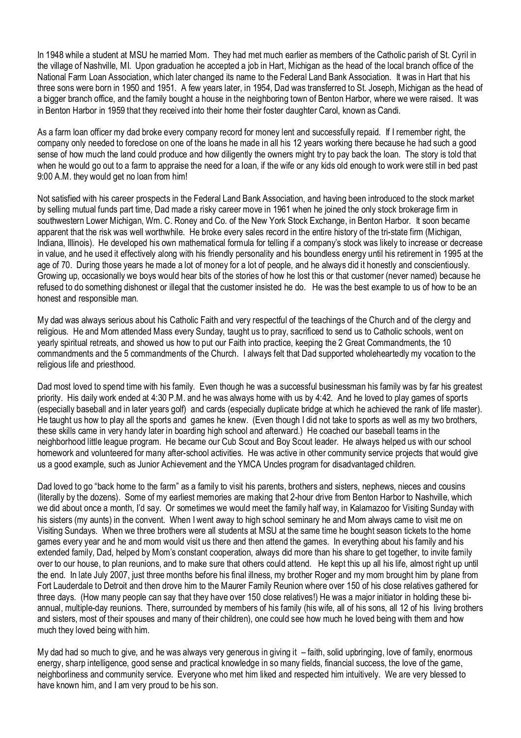In 1948 while a student at MSU he married Mom. They had met much earlier as members of the Catholic parish of St. Cyril in the village of Nashville, MI. Upon graduation he accepted a job in Hart, Michigan as the head of the local branch office of the National Farm Loan Association, which later changed its name to the Federal Land Bank Association. It was in Hart that his three sons were born in 1950 and 1951. A few years later, in 1954, Dad was transferred to St. Joseph, Michigan as the head of a bigger branch office, and the family bought a house in the neighboring town of Benton Harbor, where we were raised. It was in Benton Harbor in 1959 that they received into their home their foster daughter Carol, known as Candi.

As a farm loan officer my dad broke every company record for money lent and successfully repaid. If I remember right, the company only needed to foreclose on one of the loans he made in all his 12 years working there because he had such a good sense of how much the land could produce and how diligently the owners might try to pay back the loan. The story is told that when he would go out to a farm to appraise the need for a loan, if the wife or any kids old enough to work were still in bed past 9:00 A.M. they would get no loan from him!

Not satisfied with his career prospects in the Federal Land Bank Association, and having been introduced to the stock market by selling mutual funds part time, Dad made a risky career move in 1961 when he joined the only stock brokerage firm in southwestern Lower Michigan, Wm. C. Roney and Co. of the New York Stock Exchange, in Benton Harbor. It soon became apparent that the risk was well worthwhile. He broke every sales record in the entire history of the tri-state firm (Michigan, Indiana, Illinois). He developed his own mathematical formula for telling if a company's stock was likely to increase or decrease in value, and he used it effectively along with his friendly personality and his boundless energy until his retirement in 1995 at the age of 70. During those years he made a lot of money for a lot of people, and he always did it honestly and conscientiously. Growing up, occasionally we boys would hear bits of the stories of how he lost this or that customer (never named) because he refused to do something dishonest or illegal that the customer insisted he do. He was the best example to us of how to be an honest and responsible man.

My dad was always serious about his Catholic Faith and very respectful of the teachings of the Church and of the clergy and religious. He and Mom attended Mass every Sunday, taught us to pray, sacrificed to send us to Catholic schools, went on yearly spiritual retreats, and showed us how to put our Faith into practice, keeping the 2 Great Commandments, the 10 commandments and the 5 commandments of the Church. I always felt that Dad supported wholeheartedly my vocation to the religious life and priesthood.

Dad most loved to spend time with his family. Even though he was a successful businessman his family was by far his greatest priority. His daily work ended at 4:30 P.M. and he was always home with us by 4:42. And he loved to play games of sports (especially baseball and in later years golf) and cards (especially duplicate bridge at which he achieved the rank of life master). He taught us how to play all the sports and games he knew. (Even though I did not take to sports as well as my two brothers, these skills came in very handy later in boarding high school and afterward.) He coached our baseball teams in the neighborhood little league program. He became our Cub Scout and Boy Scout leader. He always helped us with our school homework and volunteered for many after-school activities. He was active in other community service projects that would give us a good example, such as Junior Achievement and the YMCA Uncles program for disadvantaged children.

Dad loved to go "back home to the farm" as a family to visit his parents, brothers and sisters, nephews, nieces and cousins (literally by the dozens). Some of my earliest memories are making that 2-hour drive from Benton Harbor to Nashville, which we did about once a month, I'd say. Or sometimes we would meet the family half way, in Kalamazoo for Visiting Sunday with his sisters (my aunts) in the convent. When I went away to high school seminary he and Mom always came to visit me on Visiting Sundays. When we three brothers were all students at MSU at the same time he bought season tickets to the home games every year and he and mom would visit us there and then attend the games. In everything about his family and his extended family, Dad, helped by Mom's constant cooperation, always did more than his share to get together, to invite family over to our house, to plan reunions, and to make sure that others could attend. He kept this up all his life, almost right up until the end. In late July 2007, just three months before his final illness, my brother Roger and my mom brought him by plane from Fort Lauderdale to Detroit and then drove him to the Maurer Family Reunion where over 150 of his close relatives gathered for three days. (How many people can say that they have over 150 close relatives!) He was a major initiator in holding these bi-annual, multiple-day reunions. There, surrounded by members of his family (his wife, all of his sons, all 12 of his living brothers and sisters, most of their spouses and many of their children), one could see how much he loved being with them and how much they loved being with him.

My dad had so much to give, and he was always very generous in giving it – faith, solid upbringing, love of family, enormous energy, sharp intelligence, good sense and practical knowledge in so many fields, financial success, the love of the game, neighborliness and community service. Everyone who met him liked and respected him intuitively. We are very blessed to have known him, and I am very proud to be his son.